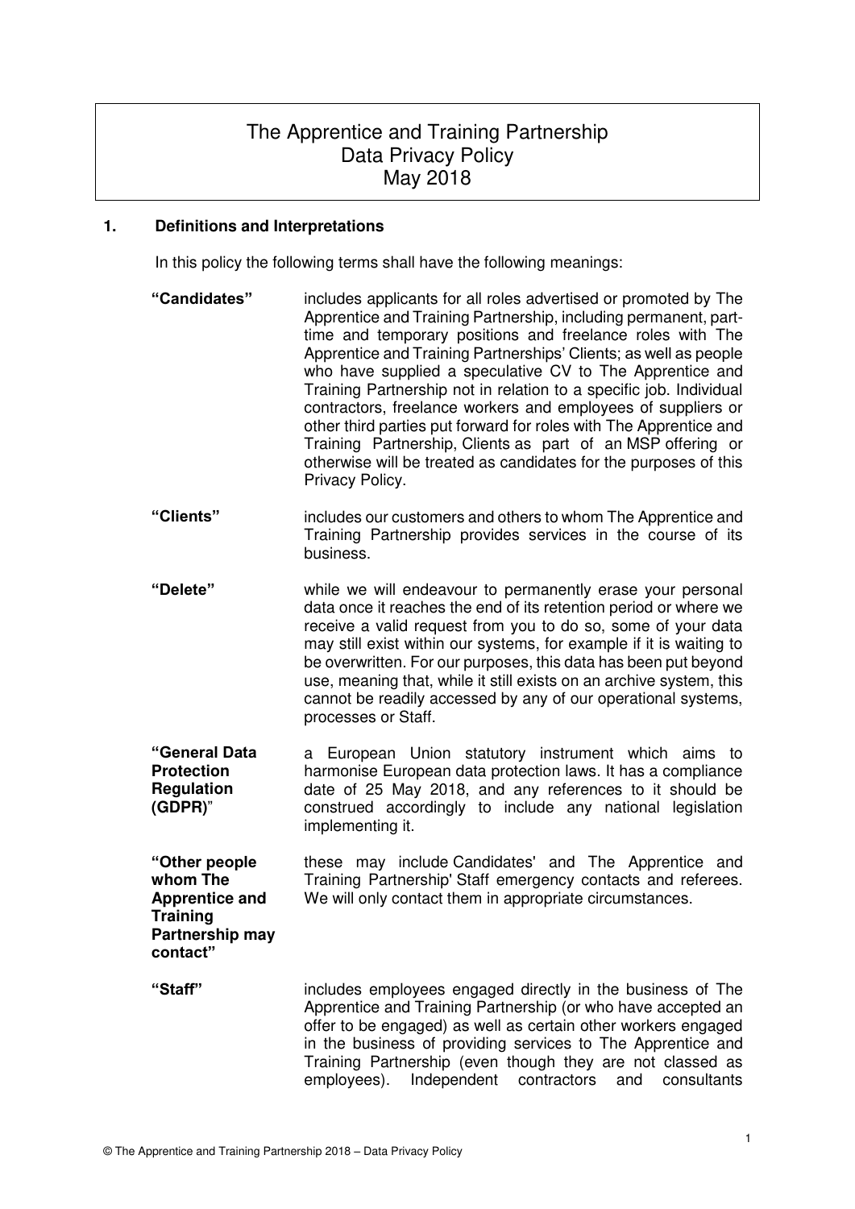# The Apprentice and Training Partnership
# Data Privacy Policy
# May 2018

## 1. Definitions and Interpretations

In this policy the following terms shall have the following meanings:

**"Candidates"** includes applicants for all roles advertised or promoted by The Apprentice and Training Partnership, including permanent, part-time and temporary positions and freelance roles with The Apprentice and Training Partnerships' Clients; as well as people who have supplied a speculative CV to The Apprentice and Training Partnership not in relation to a specific job. Individual contractors, freelance workers and employees of suppliers or other third parties put forward for roles with The Apprentice and Training Partnership, Clients as part of an MSP offering or otherwise will be treated as candidates for the purposes of this Privacy Policy.

**"Clients"** includes our customers and others to whom The Apprentice and Training Partnership provides services in the course of its business.

**"Delete"** while we will endeavour to permanently erase your personal data once it reaches the end of its retention period or where we receive a valid request from you to do so, some of your data may still exist within our systems, for example if it is waiting to be overwritten. For our purposes, this data has been put beyond use, meaning that, while it still exists on an archive system, this cannot be readily accessed by any of our operational systems, processes or Staff.

**"General Data Protection Regulation (GDPR)"** a European Union statutory instrument which aims to harmonise European data protection laws. It has a compliance date of 25 May 2018, and any references to it should be construed accordingly to include any national legislation implementing it.

**"Other people whom The Apprentice and Training Partnership may contact"** these may include Candidates' and The Apprentice and Training Partnership' Staff emergency contacts and referees. We will only contact them in appropriate circumstances.

**"Staff"** includes employees engaged directly in the business of The Apprentice and Training Partnership (or who have accepted an offer to be engaged) as well as certain other workers engaged in the business of providing services to The Apprentice and Training Partnership (even though they are not classed as employees). Independent contractors and consultants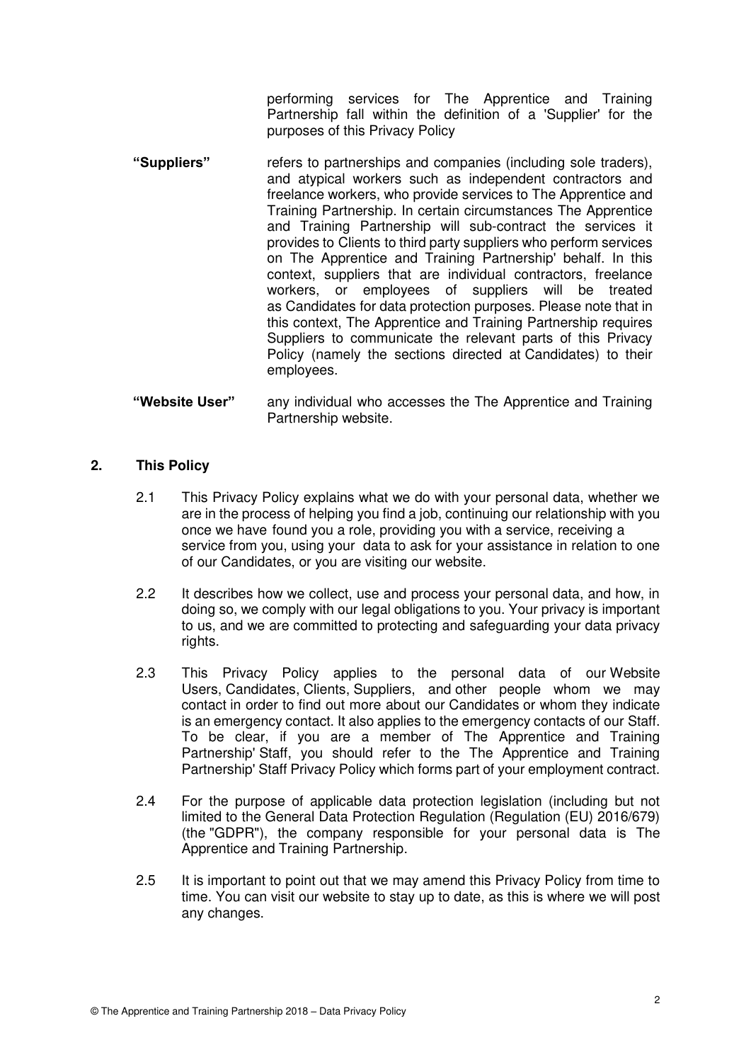performing services for The Apprentice and Training Partnership fall within the definition of a 'Supplier' for the purposes of this Privacy Policy

**"Suppliers"** refers to partnerships and companies (including sole traders), and atypical workers such as independent contractors and freelance workers, who provide services to The Apprentice and Training Partnership. In certain circumstances The Apprentice and Training Partnership will sub-contract the services it provides to Clients to third party suppliers who perform services on The Apprentice and Training Partnership' behalf. In this context, suppliers that are individual contractors, freelance workers, or employees of suppliers will be treated as Candidates for data protection purposes. Please note that in this context, The Apprentice and Training Partnership requires Suppliers to communicate the relevant parts of this Privacy Policy (namely the sections directed at Candidates) to their employees.

**"Website User"** any individual who accesses the The Apprentice and Training Partnership website.

## 2. This Policy

2.1 This Privacy Policy explains what we do with your personal data, whether we are in the process of helping you find a job, continuing our relationship with you once we have found you a role, providing you with a service, receiving a service from you, using your data to ask for your assistance in relation to one of our Candidates, or you are visiting our website.

2.2 It describes how we collect, use and process your personal data, and how, in doing so, we comply with our legal obligations to you. Your privacy is important to us, and we are committed to protecting and safeguarding your data privacy rights.

2.3 This Privacy Policy applies to the personal data of our Website Users, Candidates, Clients, Suppliers, and other people whom we may contact in order to find out more about our Candidates or whom they indicate is an emergency contact. It also applies to the emergency contacts of our Staff. To be clear, if you are a member of The Apprentice and Training Partnership' Staff, you should refer to the The Apprentice and Training Partnership' Staff Privacy Policy which forms part of your employment contract.

2.4 For the purpose of applicable data protection legislation (including but not limited to the General Data Protection Regulation (Regulation (EU) 2016/679) (the "GDPR"), the company responsible for your personal data is The Apprentice and Training Partnership.

2.5 It is important to point out that we may amend this Privacy Policy from time to time. You can visit our website to stay up to date, as this is where we will post any changes.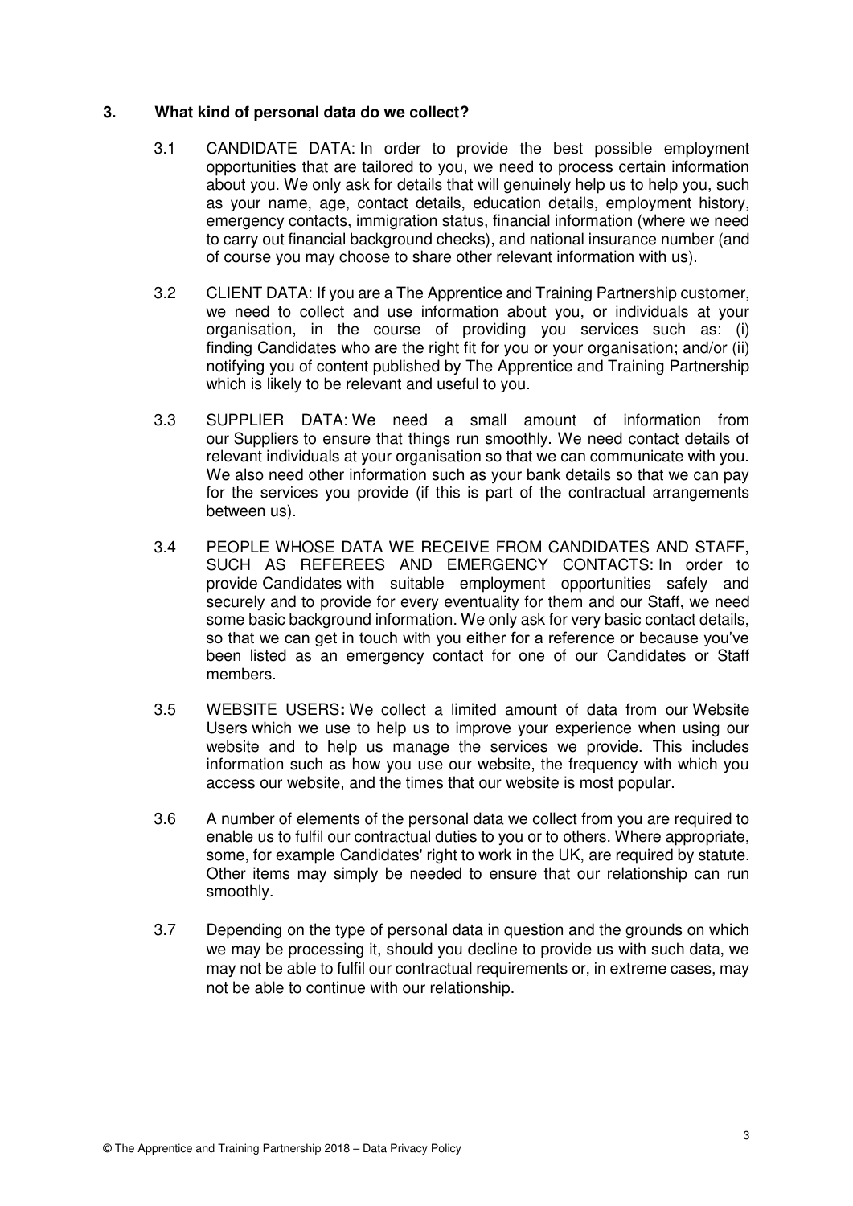## 3. What kind of personal data do we collect?

3.1 CANDIDATE DATA: In order to provide the best possible employment opportunities that are tailored to you, we need to process certain information about you. We only ask for details that will genuinely help us to help you, such as your name, age, contact details, education details, employment history, emergency contacts, immigration status, financial information (where we need to carry out financial background checks), and national insurance number (and of course you may choose to share other relevant information with us).

3.2 CLIENT DATA: If you are a The Apprentice and Training Partnership customer, we need to collect and use information about you, or individuals at your organisation, in the course of providing you services such as: (i) finding Candidates who are the right fit for you or your organisation; and/or (ii) notifying you of content published by The Apprentice and Training Partnership which is likely to be relevant and useful to you.

3.3 SUPPLIER DATA: We need a small amount of information from our Suppliers to ensure that things run smoothly. We need contact details of relevant individuals at your organisation so that we can communicate with you. We also need other information such as your bank details so that we can pay for the services you provide (if this is part of the contractual arrangements between us).

3.4 PEOPLE WHOSE DATA WE RECEIVE FROM CANDIDATES AND STAFF, SUCH AS REFEREES AND EMERGENCY CONTACTS: In order to provide Candidates with suitable employment opportunities safely and securely and to provide for every eventuality for them and our Staff, we need some basic background information. We only ask for very basic contact details, so that we can get in touch with you either for a reference or because you've been listed as an emergency contact for one of our Candidates or Staff members.

3.5 WEBSITE USERS**:** We collect a limited amount of data from our Website Users which we use to help us to improve your experience when using our website and to help us manage the services we provide. This includes information such as how you use our website, the frequency with which you access our website, and the times that our website is most popular.

3.6 A number of elements of the personal data we collect from you are required to enable us to fulfil our contractual duties to you or to others. Where appropriate, some, for example Candidates' right to work in the UK, are required by statute. Other items may simply be needed to ensure that our relationship can run smoothly.

3.7 Depending on the type of personal data in question and the grounds on which we may be processing it, should you decline to provide us with such data, we may not be able to fulfil our contractual requirements or, in extreme cases, may not be able to continue with our relationship.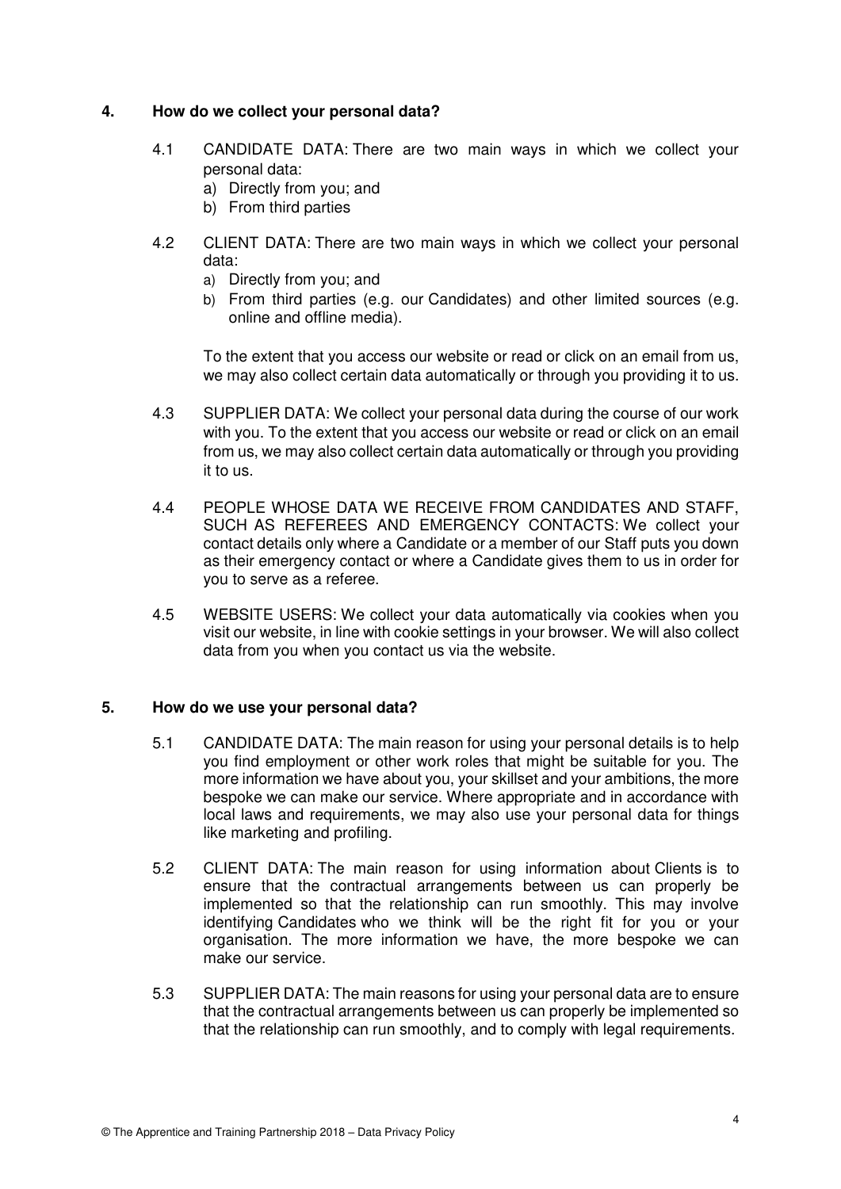## 4. How do we collect your personal data?

4.1 CANDIDATE DATA: There are two main ways in which we collect your personal data:

a) Directly from you; and
b) From third parties

4.2 CLIENT DATA: There are two main ways in which we collect your personal data:

a) Directly from you; and
b) From third parties (e.g. our Candidates) and other limited sources (e.g. online and offline media).

To the extent that you access our website or read or click on an email from us, we may also collect certain data automatically or through you providing it to us.

4.3 SUPPLIER DATA: We collect your personal data during the course of our work with you. To the extent that you access our website or read or click on an email from us, we may also collect certain data automatically or through you providing it to us.

4.4 PEOPLE WHOSE DATA WE RECEIVE FROM CANDIDATES AND STAFF, SUCH AS REFEREES AND EMERGENCY CONTACTS: We collect your contact details only where a Candidate or a member of our Staff puts you down as their emergency contact or where a Candidate gives them to us in order for you to serve as a referee.

4.5 WEBSITE USERS: We collect your data automatically via cookies when you visit our website, in line with cookie settings in your browser. We will also collect data from you when you contact us via the website.

## 5. How do we use your personal data?

5.1 CANDIDATE DATA: The main reason for using your personal details is to help you find employment or other work roles that might be suitable for you. The more information we have about you, your skillset and your ambitions, the more bespoke we can make our service. Where appropriate and in accordance with local laws and requirements, we may also use your personal data for things like marketing and profiling.

5.2 CLIENT DATA: The main reason for using information about Clients is to ensure that the contractual arrangements between us can properly be implemented so that the relationship can run smoothly. This may involve identifying Candidates who we think will be the right fit for you or your organisation. The more information we have, the more bespoke we can make our service.

5.3 SUPPLIER DATA: The main reasons for using your personal data are to ensure that the contractual arrangements between us can properly be implemented so that the relationship can run smoothly, and to comply with legal requirements.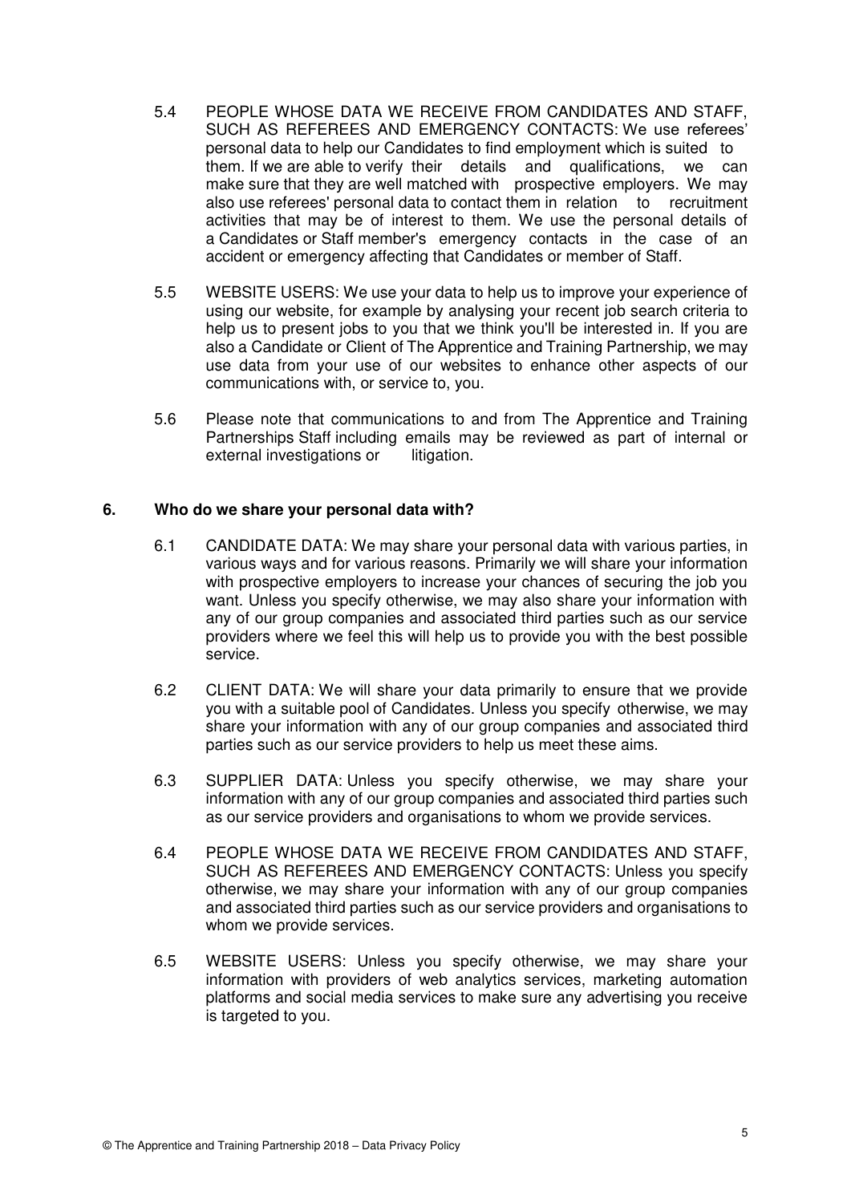5.4 PEOPLE WHOSE DATA WE RECEIVE FROM CANDIDATES AND STAFF, SUCH AS REFEREES AND EMERGENCY CONTACTS: We use referees' personal data to help our Candidates to find employment which is suited to them. If we are able to verify their details and qualifications, we can make sure that they are well matched with prospective employers. We may also use referees' personal data to contact them in relation to recruitment activities that may be of interest to them. We use the personal details of a Candidates or Staff member's emergency contacts in the case of an accident or emergency affecting that Candidates or member of Staff.

5.5 WEBSITE USERS: We use your data to help us to improve your experience of using our website, for example by analysing your recent job search criteria to help us to present jobs to you that we think you'll be interested in. If you are also a Candidate or Client of The Apprentice and Training Partnership, we may use data from your use of our websites to enhance other aspects of our communications with, or service to, you.

5.6 Please note that communications to and from The Apprentice and Training Partnerships Staff including emails may be reviewed as part of internal or external investigations or litigation.

## 6. Who do we share your personal data with?

6.1 CANDIDATE DATA: We may share your personal data with various parties, in various ways and for various reasons. Primarily we will share your information with prospective employers to increase your chances of securing the job you want. Unless you specify otherwise, we may also share your information with any of our group companies and associated third parties such as our service providers where we feel this will help us to provide you with the best possible service.

6.2 CLIENT DATA: We will share your data primarily to ensure that we provide you with a suitable pool of Candidates. Unless you specify otherwise, we may share your information with any of our group companies and associated third parties such as our service providers to help us meet these aims.

6.3 SUPPLIER DATA: Unless you specify otherwise, we may share your information with any of our group companies and associated third parties such as our service providers and organisations to whom we provide services.

6.4 PEOPLE WHOSE DATA WE RECEIVE FROM CANDIDATES AND STAFF, SUCH AS REFEREES AND EMERGENCY CONTACTS: Unless you specify otherwise, we may share your information with any of our group companies and associated third parties such as our service providers and organisations to whom we provide services.

6.5 WEBSITE USERS: Unless you specify otherwise, we may share your information with providers of web analytics services, marketing automation platforms and social media services to make sure any advertising you receive is targeted to you.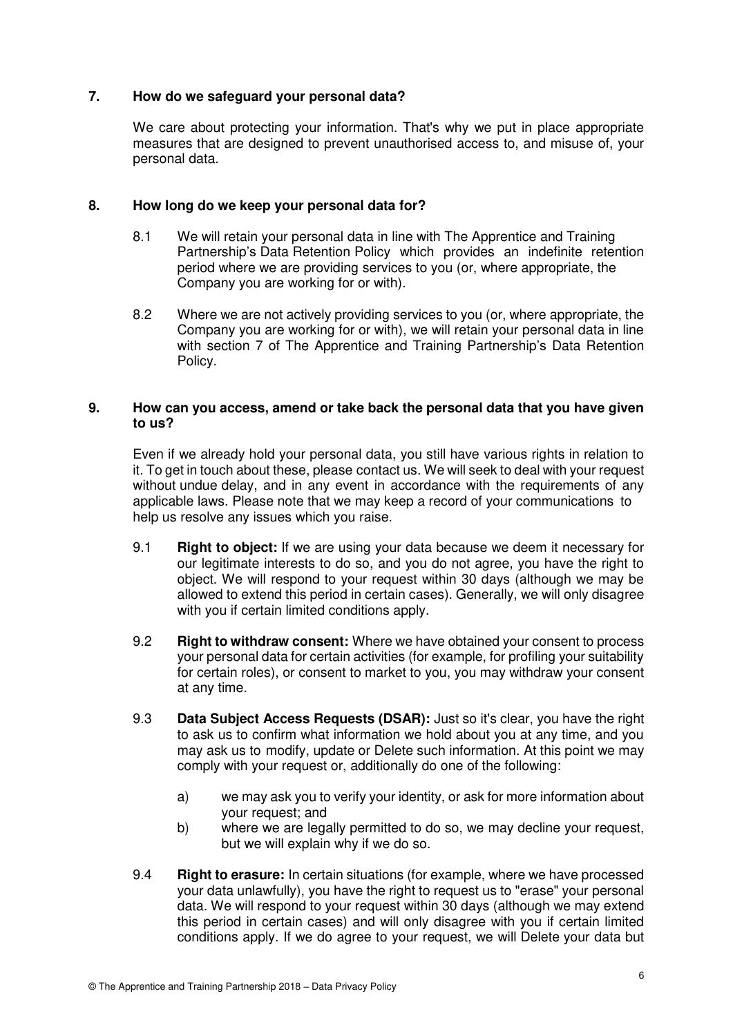## 7. How do we safeguard your personal data?

We care about protecting your information. That's why we put in place appropriate measures that are designed to prevent unauthorised access to, and misuse of, your personal data.

## 8. How long do we keep your personal data for?

8.1 We will retain your personal data in line with The Apprentice and Training Partnership's Data Retention Policy which provides an indefinite retention period where we are providing services to you (or, where appropriate, the Company you are working for or with).

8.2 Where we are not actively providing services to you (or, where appropriate, the Company you are working for or with), we will retain your personal data in line with section 7 of The Apprentice and Training Partnership's Data Retention Policy.

## 9. How can you access, amend or take back the personal data that you have given to us?

Even if we already hold your personal data, you still have various rights in relation to it. To get in touch about these, please contact us. We will seek to deal with your request without undue delay, and in any event in accordance with the requirements of any applicable laws. Please note that we may keep a record of your communications to help us resolve any issues which you raise.

9.1 **Right to object:** If we are using your data because we deem it necessary for our legitimate interests to do so, and you do not agree, you have the right to object. We will respond to your request within 30 days (although we may be allowed to extend this period in certain cases). Generally, we will only disagree with you if certain limited conditions apply.

9.2 **Right to withdraw consent:** Where we have obtained your consent to process your personal data for certain activities (for example, for profiling your suitability for certain roles), or consent to market to you, you may withdraw your consent at any time.

9.3 **Data Subject Access Requests (DSAR):** Just so it's clear, you have the right to ask us to confirm what information we hold about you at any time, and you may ask us to modify, update or Delete such information. At this point we may comply with your request or, additionally do one of the following:

a) we may ask you to verify your identity, or ask for more information about your request; and

b) where we are legally permitted to do so, we may decline your request, but we will explain why if we do so.

9.4 **Right to erasure:** In certain situations (for example, where we have processed your data unlawfully), you have the right to request us to "erase" your personal data. We will respond to your request within 30 days (although we may extend this period in certain cases) and will only disagree with you if certain limited conditions apply. If we do agree to your request, we will Delete your data but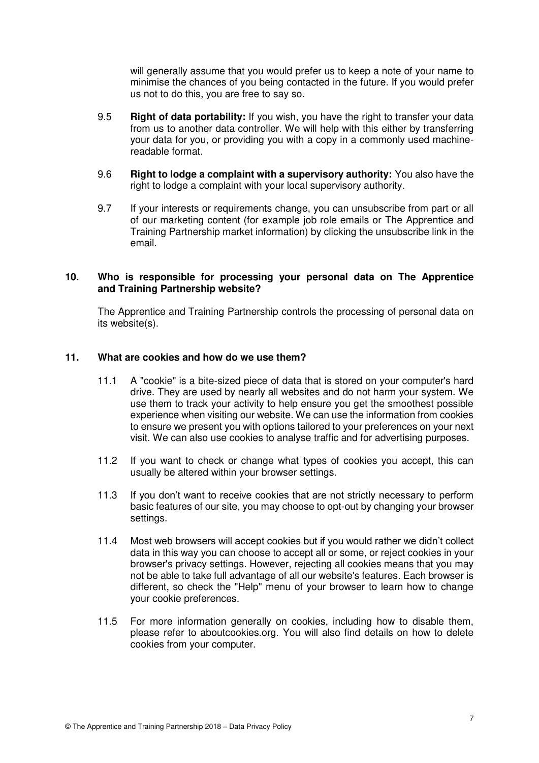will generally assume that you would prefer us to keep a note of your name to minimise the chances of you being contacted in the future. If you would prefer us not to do this, you are free to say so.

9.5 **Right of data portability:** If you wish, you have the right to transfer your data from us to another data controller. We will help with this either by transferring your data for you, or providing you with a copy in a commonly used machine-readable format.

9.6 **Right to lodge a complaint with a supervisory authority:** You also have the right to lodge a complaint with your local supervisory authority.

9.7 If your interests or requirements change, you can unsubscribe from part or all of our marketing content (for example job role emails or The Apprentice and Training Partnership market information) by clicking the unsubscribe link in the email.

## 10. Who is responsible for processing your personal data on The Apprentice and Training Partnership website?

The Apprentice and Training Partnership controls the processing of personal data on its website(s).

## 11. What are cookies and how do we use them?

11.1 A "cookie" is a bite-sized piece of data that is stored on your computer's hard drive. They are used by nearly all websites and do not harm your system. We use them to track your activity to help ensure you get the smoothest possible experience when visiting our website. We can use the information from cookies to ensure we present you with options tailored to your preferences on your next visit. We can also use cookies to analyse traffic and for advertising purposes.

11.2 If you want to check or change what types of cookies you accept, this can usually be altered within your browser settings.

11.3 If you don't want to receive cookies that are not strictly necessary to perform basic features of our site, you may choose to opt-out by changing your browser settings.

11.4 Most web browsers will accept cookies but if you would rather we didn't collect data in this way you can choose to accept all or some, or reject cookies in your browser's privacy settings. However, rejecting all cookies means that you may not be able to take full advantage of all our website's features. Each browser is different, so check the "Help" menu of your browser to learn how to change your cookie preferences.

11.5 For more information generally on cookies, including how to disable them, please refer to aboutcookies.org. You will also find details on how to delete cookies from your computer.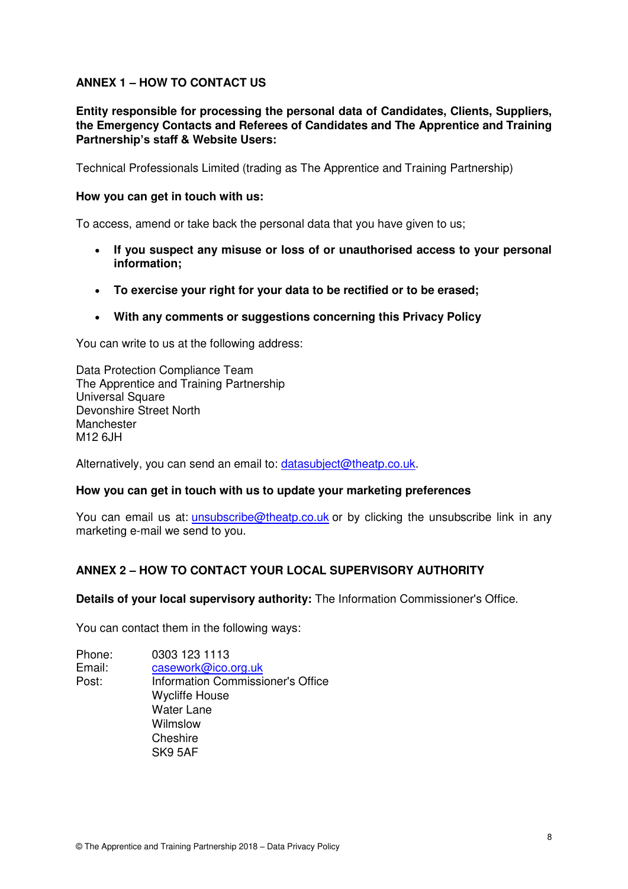## ANNEX 1 – HOW TO CONTACT US

**Entity responsible for processing the personal data of Candidates, Clients, Suppliers, the Emergency Contacts and Referees of Candidates and The Apprentice and Training Partnership's staff & Website Users:**

Technical Professionals Limited (trading as The Apprentice and Training Partnership)

**How you can get in touch with us:**

To access, amend or take back the personal data that you have given to us;

- **If you suspect any misuse or loss of or unauthorised access to your personal information;**
- **To exercise your right for your data to be rectified or to be erased;**
- **With any comments or suggestions concerning this Privacy Policy**

You can write to us at the following address:

Data Protection Compliance Team
The Apprentice and Training Partnership
Universal Square
Devonshire Street North
Manchester
M12 6JH

Alternatively, you can send an email to: datasubject@theatp.co.uk.

**How you can get in touch with us to update your marketing preferences**

You can email us at: unsubscribe@theatp.co.uk or by clicking the unsubscribe link in any marketing e-mail we send to you.

## ANNEX 2 – HOW TO CONTACT YOUR LOCAL SUPERVISORY AUTHORITY

**Details of your local supervisory authority:** The Information Commissioner's Office.

You can contact them in the following ways:

| | |
|---|---|
| Phone: | 0303 123 1113 |
| Email: | casework@ico.org.uk |
| Post: | Information Commissioner's Office<br>Wycliffe House<br>Water Lane<br>Wilmslow<br>Cheshire<br>SK9 5AF |

© The Apprentice and Training Partnership 2018 – Data Privacy Policy